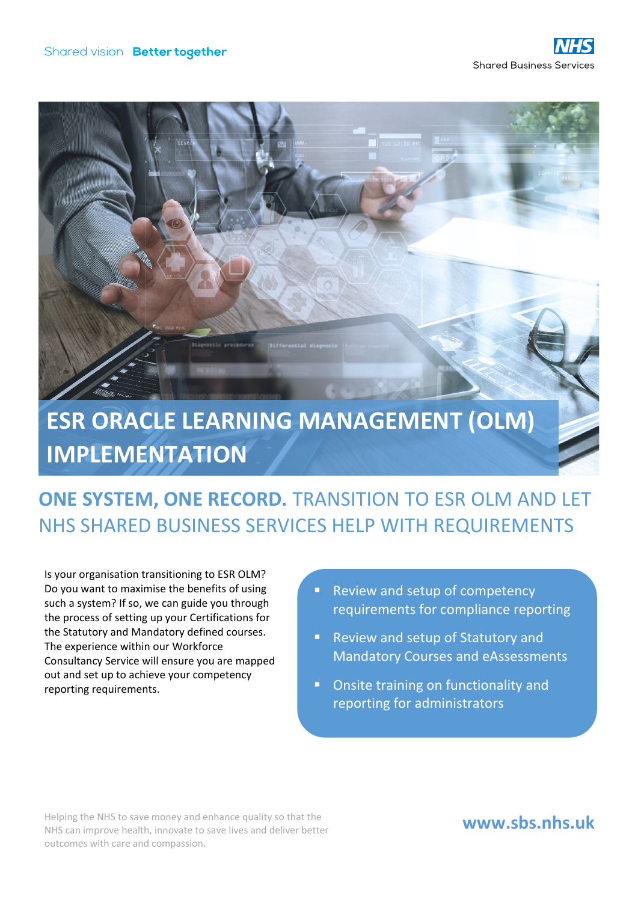Shared vision **Better together**

NHS Shared Business Services

# ESR ORACLE LEARNING MANAGEMENT (OLM) IMPLEMENTATION

## **ONE SYSTEM, ONE RECORD.** TRANSITION TO ESR OLM AND LET NHS SHARED BUSINESS SERVICES HELP WITH REQUIREMENTS

Is your organisation transitioning to ESR OLM? Do you want to maximise the benefits of using such a system? If so, we can guide you through the process of setting up your Certifications for the Statutory and Mandatory defined courses. The experience within our Workforce Consultancy Service will ensure you are mapped out and set up to achieve your competency reporting requirements.

- Review and setup of competency requirements for compliance reporting
- Review and setup of Statutory and Mandatory Courses and eAssessments
- Onsite training on functionality and reporting for administrators

Helping the NHS to save money and enhance quality so that the NHS can improve health, innovate to save lives and deliver better outcomes with care and compassion.

**www.sbs.nhs.uk**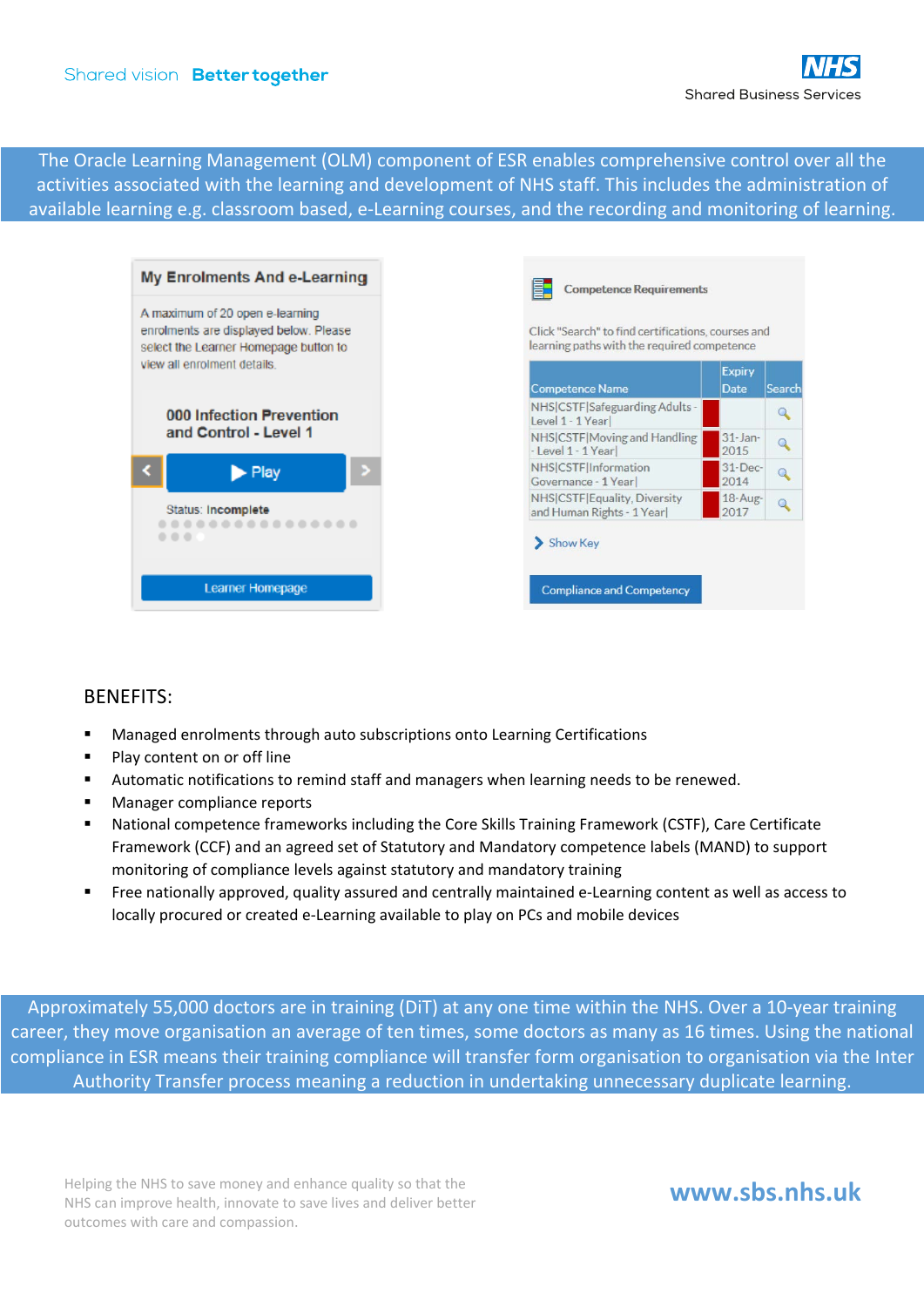Shared vision **Better together**

**NHS**
Shared Business Services

The Oracle Learning Management (OLM) component of ESR enables comprehensive control over all the activities associated with the learning and development of NHS staff. This includes the administration of available learning e.g. classroom based, e-Learning courses, and the recording and monitoring of learning.

**My Enrolments And e-Learning**

A maximum of 20 open e-learning enrolments are displayed below. Please select the Learner Homepage button to view all enrolment details.

**000 Infection Prevention and Control - Level 1**

Play

Status: **Incomplete**

Learner Homepage

**Competence Requirements**

Click "Search" to find certifications, courses and learning paths with the required competence

| Competence Name | | Expiry Date | Search |
|---|---|---|---|
| NHS\|CSTF\|Safeguarding Adults - Level 1 - 1 Year\| | | | |
| NHS\|CSTF\|Moving and Handling - Level 1 - 1 Year\| | | 31-Jan-2015 | |
| NHS\|CSTF\|Information Governance - 1 Year\| | | 31-Dec-2014 | |
| NHS\|CSTF\|Equality, Diversity and Human Rights - 1 Year\| | | 18-Aug-2017 | |

Show Key

Compliance and Competency

## BENEFITS:

- Managed enrolments through auto subscriptions onto Learning Certifications
- Play content on or off line
- Automatic notifications to remind staff and managers when learning needs to be renewed.
- Manager compliance reports
- National competence frameworks including the Core Skills Training Framework (CSTF), Care Certificate Framework (CCF) and an agreed set of Statutory and Mandatory competence labels (MAND) to support monitoring of compliance levels against statutory and mandatory training
- Free nationally approved, quality assured and centrally maintained e-Learning content as well as access to locally procured or created e-Learning available to play on PCs and mobile devices

Approximately 55,000 doctors are in training (DiT) at any one time within the NHS. Over a 10-year training career, they move organisation an average of ten times, some doctors as many as 16 times. Using the national compliance in ESR means their training compliance will transfer form organisation to organisation via the Inter Authority Transfer process meaning a reduction in undertaking unnecessary duplicate learning.

Helping the NHS to save money and enhance quality so that the NHS can improve health, innovate to save lives and deliver better outcomes with care and compassion.

**www.sbs.nhs.uk**